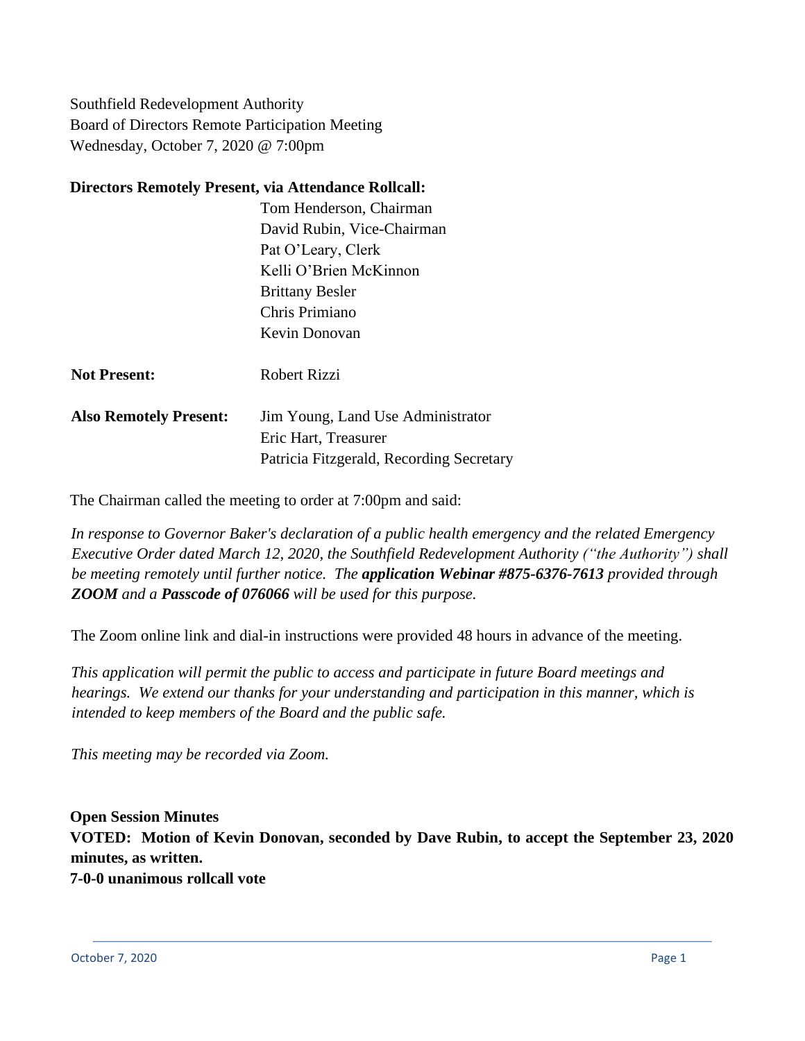Southfield Redevelopment Authority
Board of Directors Remote Participation Meeting
Wednesday, October 7, 2020 @ 7:00pm

**Directors Remotely Present, via Attendance Rollcall:**

Tom Henderson, Chairman
David Rubin, Vice-Chairman
Pat O'Leary, Clerk
Kelli O'Brien McKinnon
Brittany Besler
Chris Primiano
Kevin Donovan

**Not Present:** Robert Rizzi

**Also Remotely Present:** Jim Young, Land Use Administrator
Eric Hart, Treasurer
Patricia Fitzgerald, Recording Secretary

The Chairman called the meeting to order at 7:00pm and said:

*In response to Governor Baker's declaration of a public health emergency and the related Emergency Executive Order dated March 12, 2020, the Southfield Redevelopment Authority ("the Authority") shall be meeting remotely until further notice. The **application Webinar #875-6376-7613** provided through **ZOOM** and a **Passcode of 076066** will be used for this purpose.*

The Zoom online link and dial-in instructions were provided 48 hours in advance of the meeting.

*This application will permit the public to access and participate in future Board meetings and hearings. We extend our thanks for your understanding and participation in this manner, which is intended to keep members of the Board and the public safe.*

*This meeting may be recorded via Zoom.*

**Open Session Minutes**
**VOTED: Motion of Kevin Donovan, seconded by Dave Rubin, to accept the September 23, 2020 minutes, as written.**
**7-0-0 unanimous rollcall vote**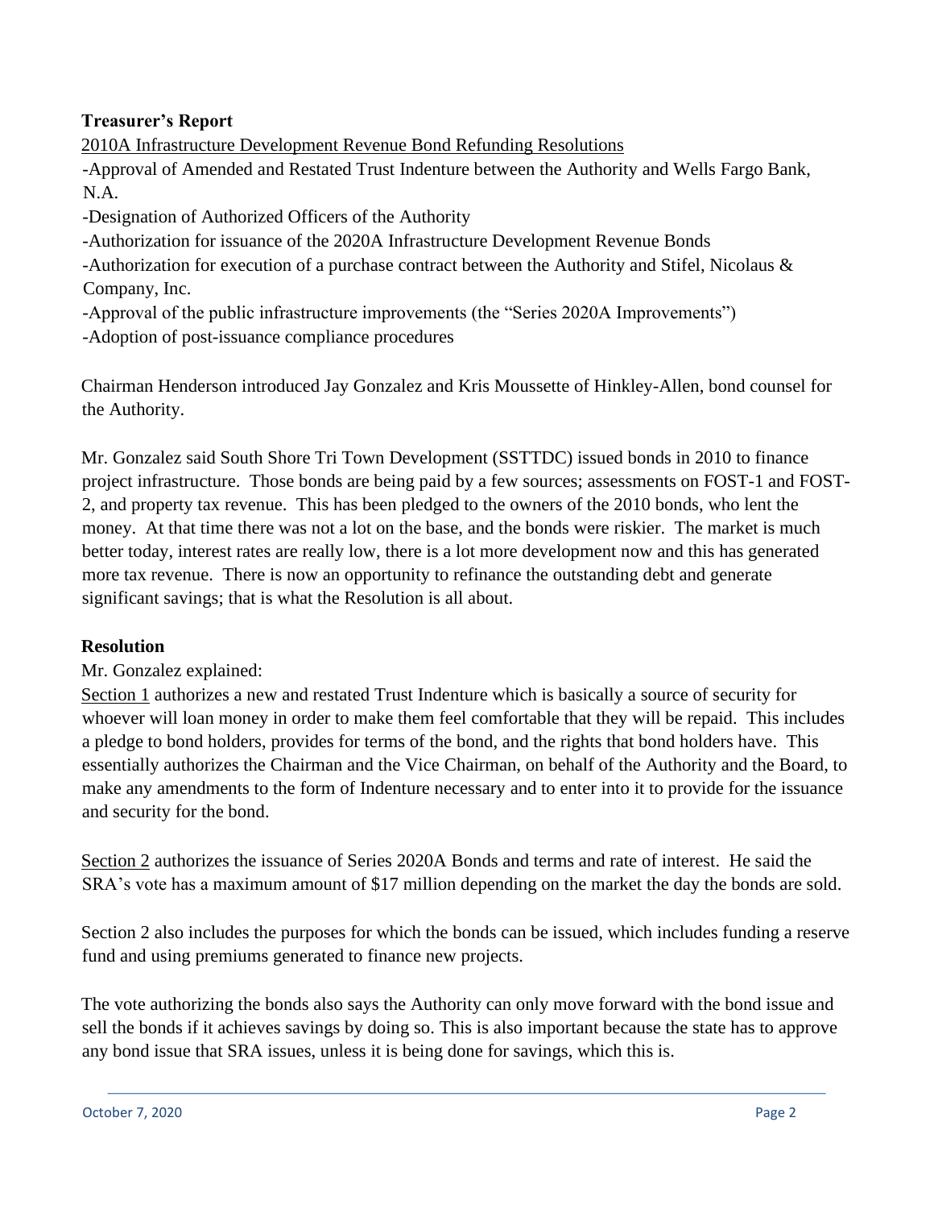**Treasurer's Report**

2010A Infrastructure Development Revenue Bond Refunding Resolutions

-Approval of Amended and Restated Trust Indenture between the Authority and Wells Fargo Bank, N.A.

-Designation of Authorized Officers of the Authority

-Authorization for issuance of the 2020A Infrastructure Development Revenue Bonds

-Authorization for execution of a purchase contract between the Authority and Stifel, Nicolaus & Company, Inc.

-Approval of the public infrastructure improvements (the "Series 2020A Improvements")

-Adoption of post-issuance compliance procedures

Chairman Henderson introduced Jay Gonzalez and Kris Moussette of Hinkley-Allen, bond counsel for the Authority.

Mr. Gonzalez said South Shore Tri Town Development (SSTTDC) issued bonds in 2010 to finance project infrastructure. Those bonds are being paid by a few sources; assessments on FOST-1 and FOST-2, and property tax revenue. This has been pledged to the owners of the 2010 bonds, who lent the money. At that time there was not a lot on the base, and the bonds were riskier. The market is much better today, interest rates are really low, there is a lot more development now and this has generated more tax revenue. There is now an opportunity to refinance the outstanding debt and generate significant savings; that is what the Resolution is all about.

**Resolution**

Mr. Gonzalez explained:

Section 1 authorizes a new and restated Trust Indenture which is basically a source of security for whoever will loan money in order to make them feel comfortable that they will be repaid. This includes a pledge to bond holders, provides for terms of the bond, and the rights that bond holders have. This essentially authorizes the Chairman and the Vice Chairman, on behalf of the Authority and the Board, to make any amendments to the form of Indenture necessary and to enter into it to provide for the issuance and security for the bond.

Section 2 authorizes the issuance of Series 2020A Bonds and terms and rate of interest. He said the SRA's vote has a maximum amount of $17 million depending on the market the day the bonds are sold.

Section 2 also includes the purposes for which the bonds can be issued, which includes funding a reserve fund and using premiums generated to finance new projects.

The vote authorizing the bonds also says the Authority can only move forward with the bond issue and sell the bonds if it achieves savings by doing so. This is also important because the state has to approve any bond issue that SRA issues, unless it is being done for savings, which this is.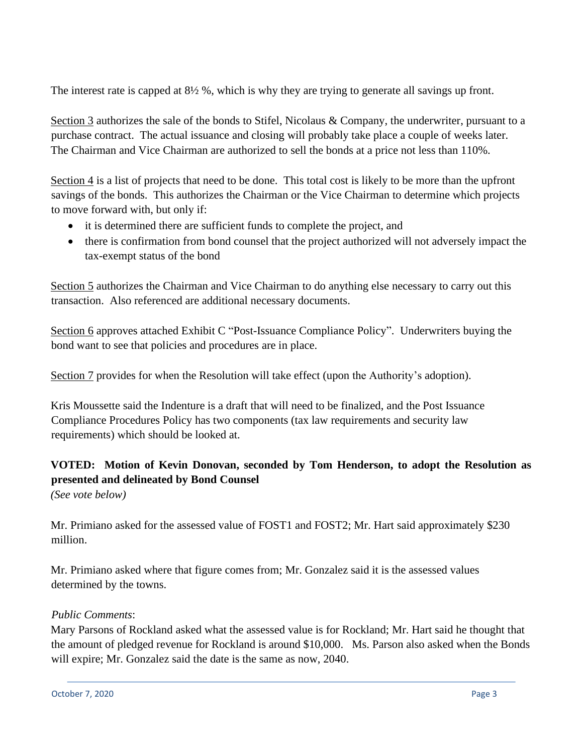The interest rate is capped at 8½ %, which is why they are trying to generate all savings up front.

Section 3 authorizes the sale of the bonds to Stifel, Nicolaus & Company, the underwriter, pursuant to a purchase contract. The actual issuance and closing will probably take place a couple of weeks later. The Chairman and Vice Chairman are authorized to sell the bonds at a price not less than 110%.

Section 4 is a list of projects that need to be done. This total cost is likely to be more than the upfront savings of the bonds. This authorizes the Chairman or the Vice Chairman to determine which projects to move forward with, but only if:

- it is determined there are sufficient funds to complete the project, and
- there is confirmation from bond counsel that the project authorized will not adversely impact the tax-exempt status of the bond

Section 5 authorizes the Chairman and Vice Chairman to do anything else necessary to carry out this transaction. Also referenced are additional necessary documents.

Section 6 approves attached Exhibit C "Post-Issuance Compliance Policy". Underwriters buying the bond want to see that policies and procedures are in place.

Section 7 provides for when the Resolution will take effect (upon the Authority's adoption).

Kris Moussette said the Indenture is a draft that will need to be finalized, and the Post Issuance Compliance Procedures Policy has two components (tax law requirements and security law requirements) which should be looked at.

**VOTED: Motion of Kevin Donovan, seconded by Tom Henderson, to adopt the Resolution as presented and delineated by Bond Counsel**
*(See vote below)*

Mr. Primiano asked for the assessed value of FOST1 and FOST2; Mr. Hart said approximately $230 million.

Mr. Primiano asked where that figure comes from; Mr. Gonzalez said it is the assessed values determined by the towns.

*Public Comments*:
Mary Parsons of Rockland asked what the assessed value is for Rockland; Mr. Hart said he thought that the amount of pledged revenue for Rockland is around $10,000. Ms. Parson also asked when the Bonds will expire; Mr. Gonzalez said the date is the same as now, 2040.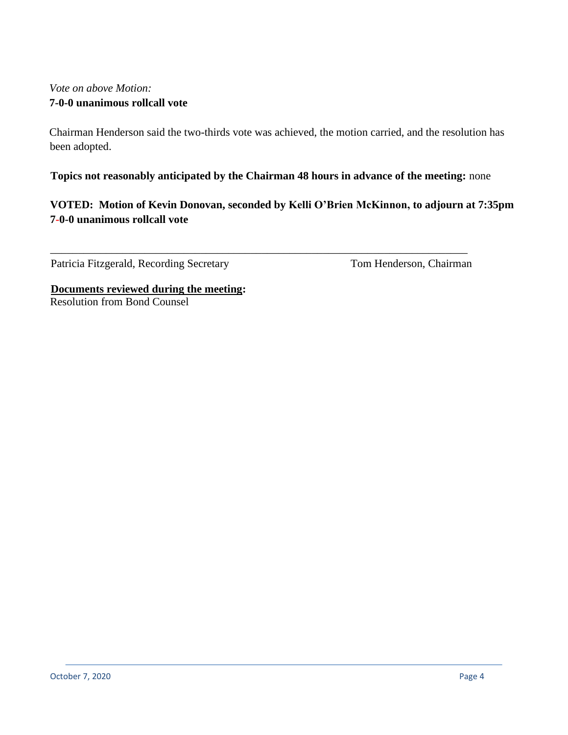*Vote on above Motion:*
**7-0-0 unanimous rollcall vote**

Chairman Henderson said the two-thirds vote was achieved, the motion carried, and the resolution has been adopted.

**Topics not reasonably anticipated by the Chairman 48 hours in advance of the meeting:** none

**VOTED: Motion of Kevin Donovan, seconded by Kelli O'Brien McKinnon, to adjourn at 7:35pm**
**7-0-0 unanimous rollcall vote**

\_\_\_\_\_\_\_\_\_\_\_\_\_\_\_\_\_\_\_\_\_\_\_\_\_\_\_\_\_\_\_\_\_\_\_\_\_\_\_\_\_\_\_\_\_\_\_\_\_\_\_\_\_\_\_\_\_\_\_\_\_\_\_\_\_\_\_\_\_\_\_\_\_\_\_\_

Patricia Fitzgerald, Recording Secretary Tom Henderson, Chairman

**Documents reviewed during the meeting:**
Resolution from Bond Counsel